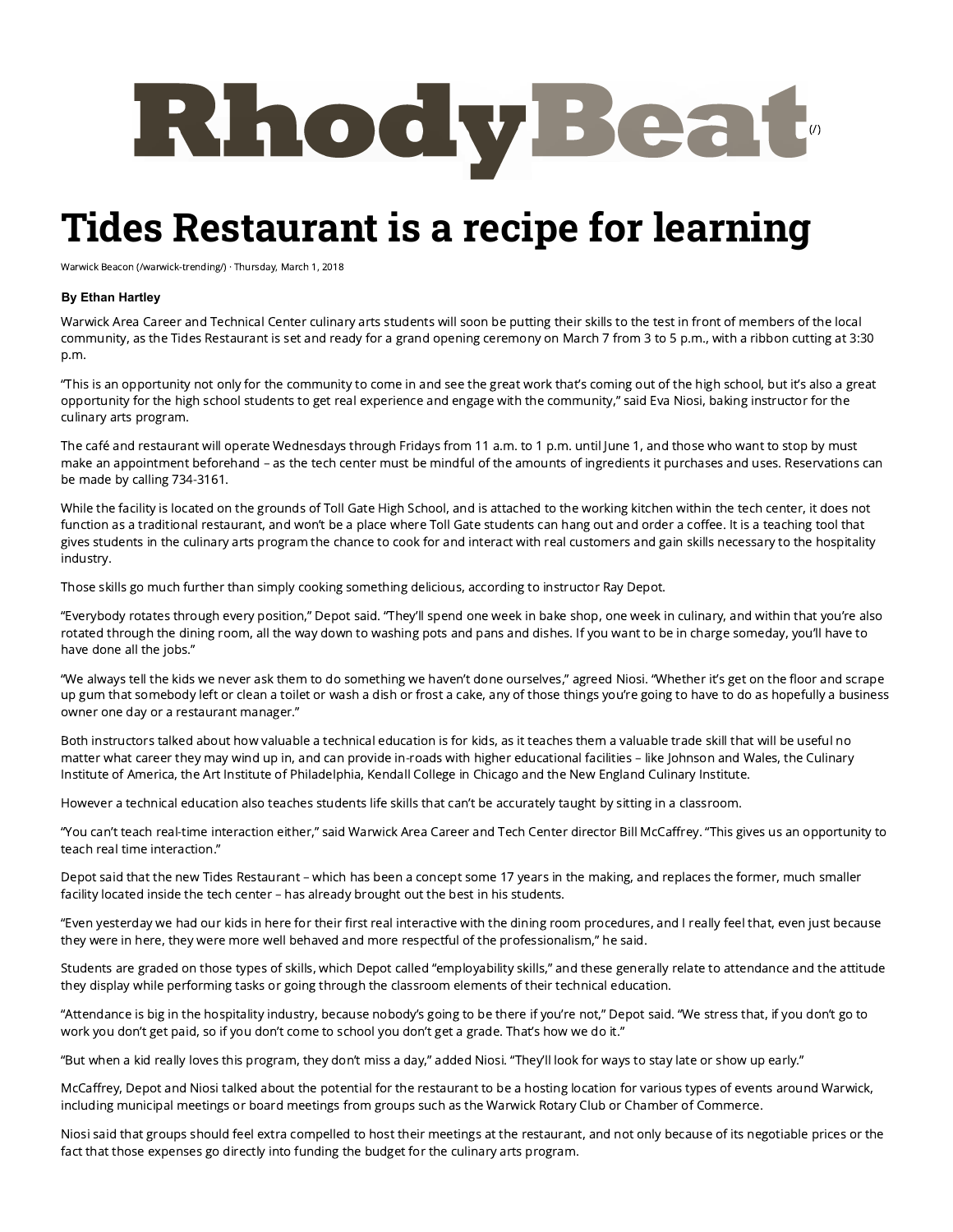# RhodyBeat (/)

# Tides Restaurant is a recipe for learning

Warwick Beacon (/warwick-trending/) · Thursday, March 1, 2018

**By Ethan Hartley**

Warwick Area Career and Technical Center culinary arts students will soon be putting their skills to the test in front of members of the local community, as the Tides Restaurant is set and ready for a grand opening ceremony on March 7 from 3 to 5 p.m., with a ribbon cutting at 3:30 p.m.

"This is an opportunity not only for the community to come in and see the great work that's coming out of the high school, but it's also a great opportunity for the high school students to get real experience and engage with the community," said Eva Niosi, baking instructor for the culinary arts program.

The café and restaurant will operate Wednesdays through Fridays from 11 a.m. to 1 p.m. until June 1, and those who want to stop by must make an appointment beforehand – as the tech center must be mindful of the amounts of ingredients it purchases and uses. Reservations can be made by calling 734-3161.

While the facility is located on the grounds of Toll Gate High School, and is attached to the working kitchen within the tech center, it does not function as a traditional restaurant, and won't be a place where Toll Gate students can hang out and order a coffee. It is a teaching tool that gives students in the culinary arts program the chance to cook for and interact with real customers and gain skills necessary to the hospitality industry.

Those skills go much further than simply cooking something delicious, according to instructor Ray Depot.

"Everybody rotates through every position," Depot said. "They'll spend one week in bake shop, one week in culinary, and within that you're also rotated through the dining room, all the way down to washing pots and pans and dishes. If you want to be in charge someday, you'll have to have done all the jobs."

"We always tell the kids we never ask them to do something we haven't done ourselves," agreed Niosi. "Whether it's get on the floor and scrape up gum that somebody left or clean a toilet or wash a dish or frost a cake, any of those things you're going to have to do as hopefully a business owner one day or a restaurant manager."

Both instructors talked about how valuable a technical education is for kids, as it teaches them a valuable trade skill that will be useful no matter what career they may wind up in, and can provide in-roads with higher educational facilities – like Johnson and Wales, the Culinary Institute of America, the Art Institute of Philadelphia, Kendall College in Chicago and the New England Culinary Institute.

However a technical education also teaches students life skills that can't be accurately taught by sitting in a classroom.

"You can't teach real-time interaction either," said Warwick Area Career and Tech Center director Bill McCaffrey. "This gives us an opportunity to teach real time interaction."

Depot said that the new Tides Restaurant – which has been a concept some 17 years in the making, and replaces the former, much smaller facility located inside the tech center – has already brought out the best in his students.

"Even yesterday we had our kids in here for their first real interactive with the dining room procedures, and I really feel that, even just because they were in here, they were more well behaved and more respectful of the professionalism," he said.

Students are graded on those types of skills, which Depot called "employability skills," and these generally relate to attendance and the attitude they display while performing tasks or going through the classroom elements of their technical education.

"Attendance is big in the hospitality industry, because nobody's going to be there if you're not," Depot said. "We stress that, if you don't go to work you don't get paid, so if you don't come to school you don't get a grade. That's how we do it."

"But when a kid really loves this program, they don't miss a day," added Niosi. "They'll look for ways to stay late or show up early."

McCaffrey, Depot and Niosi talked about the potential for the restaurant to be a hosting location for various types of events around Warwick, including municipal meetings or board meetings from groups such as the Warwick Rotary Club or Chamber of Commerce.

Niosi said that groups should feel extra compelled to host their meetings at the restaurant, and not only because of its negotiable prices or the fact that those expenses go directly into funding the budget for the culinary arts program.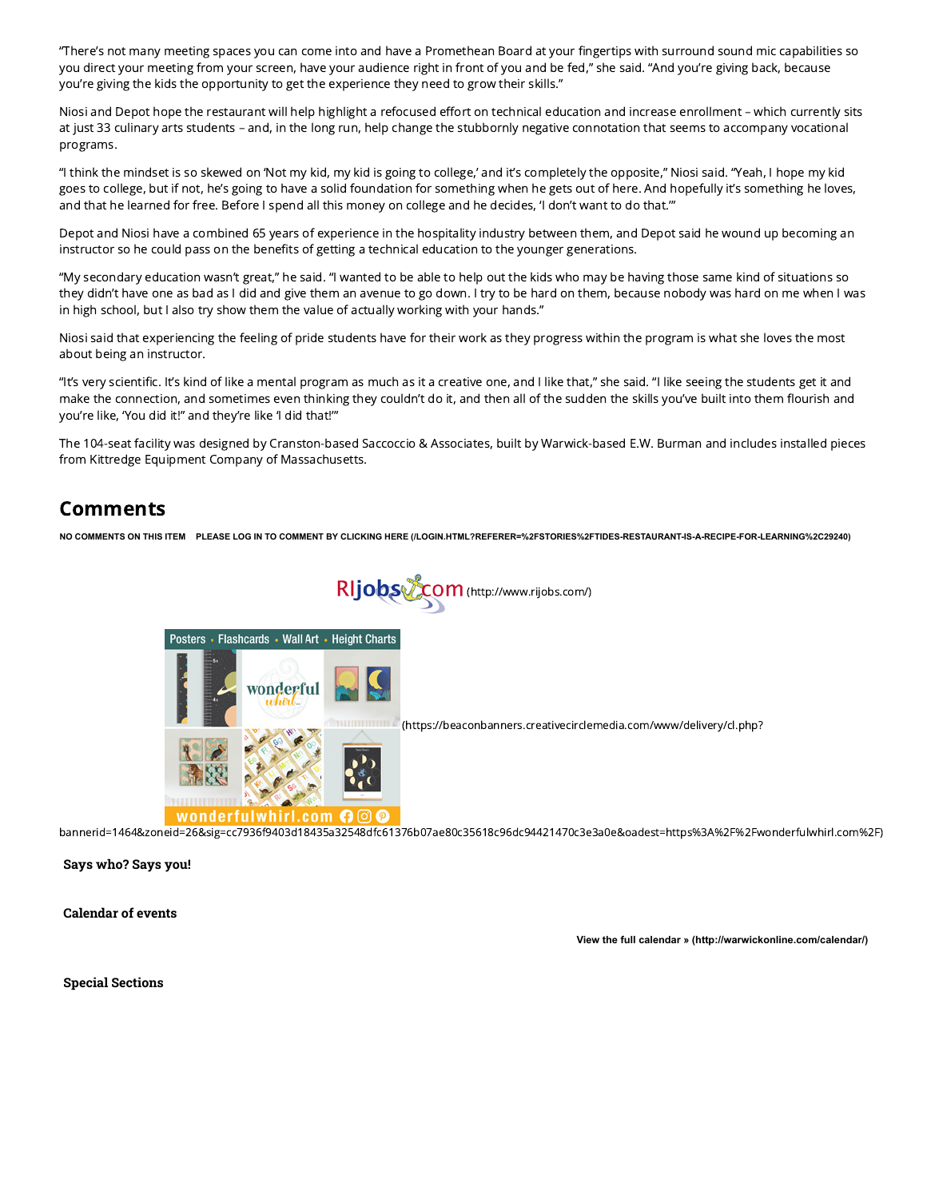"There's not many meeting spaces you can come into and have a Promethean Board at your fingertips with surround sound mic capabilities so you direct your meeting from your screen, have your audience right in front of you and be fed," she said. "And you're giving back, because you're giving the kids the opportunity to get the experience they need to grow their skills."

Niosi and Depot hope the restaurant will help highlight a refocused effort on technical education and increase enrollment – which currently sits at just 33 culinary arts students – and, in the long run, help change the stubbornly negative connotation that seems to accompany vocational programs.

"I think the mindset is so skewed on 'Not my kid, my kid is going to college,' and it's completely the opposite," Niosi said. "Yeah, I hope my kid goes to college, but if not, he's going to have a solid foundation for something when he gets out of here. And hopefully it's something he loves, and that he learned for free. Before I spend all this money on college and he decides, 'I don't want to do that.'"

Depot and Niosi have a combined 65 years of experience in the hospitality industry between them, and Depot said he wound up becoming an instructor so he could pass on the benefits of getting a technical education to the younger generations.

"My secondary education wasn't great," he said. "I wanted to be able to help out the kids who may be having those same kind of situations so they didn't have one as bad as I did and give them an avenue to go down. I try to be hard on them, because nobody was hard on me when I was in high school, but I also try show them the value of actually working with your hands."

Niosi said that experiencing the feeling of pride students have for their work as they progress within the program is what she loves the most about being an instructor.

"It's very scientific. It's kind of like a mental program as much as it a creative one, and I like that," she said. "I like seeing the students get it and make the connection, and sometimes even thinking they couldn't do it, and then all of the sudden the skills you've built into them flourish and you're like, 'You did it!' and they're like 'I did that!'"

The 104-seat facility was designed by Cranston-based Saccoccio & Associates, built by Warwick-based E.W. Burman and includes installed pieces from Kittredge Equipment Company of Massachusetts.

## Comments

NO COMMENTS ON THIS ITEM PLEASE LOG IN TO COMMENT BY CLICKING HERE (/LOGIN.HTML?REFERER=%2FSTORIES%2FTIDES-RESTAURANT-IS-A-RECIPE-FOR-LEARNING%2C29240)

RIjobs.com (http://www.rijobs.com/)

(https://beaconbanners.creativecirclemedia.com/www/delivery/cl.php?bannerid=1464&zoneid=26&sig=cc7936f9403d18435a32548dfc61376b07ae80c35618c96dc94421470c3e3a0e&oadest=https%3A%2F%2Fwonderfulwhirl.com%2F)

**Says who? Says you!**

**Calendar of events**

View the full calendar » (http://warwickonline.com/calendar/)

**Special Sections**